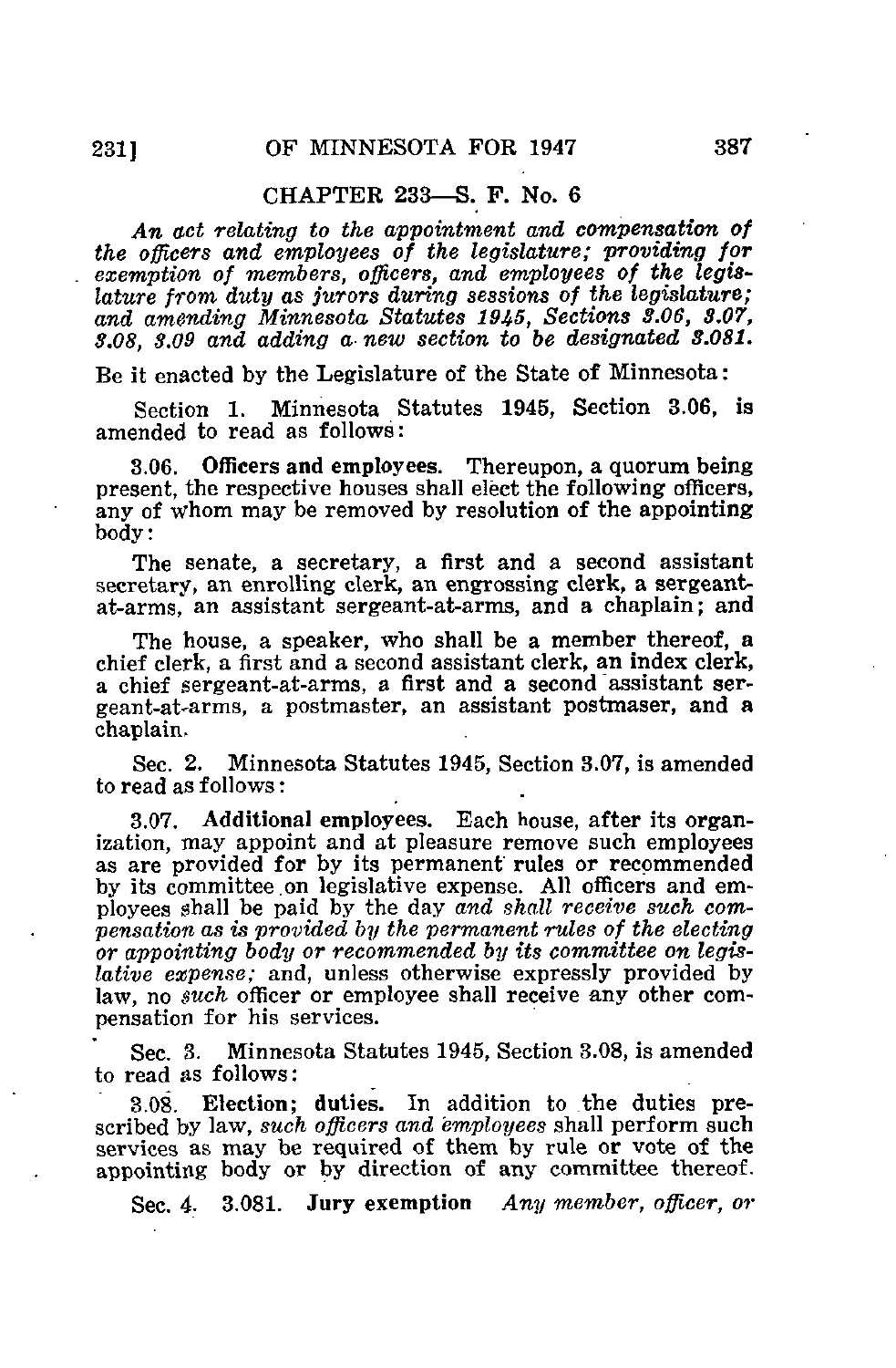## CHAPTER 233—S. F. No. 6

*An act relating to the appointment and compensation of the officers and employees of the legislature; providing for exemption of members, officers, and employees of the legislature from duty as jurors during sessions of the legislature; and amending Minnesota Statutes 1945, Sections 3.06, 3.07, 3.08, 3.09 and adding a new section to be designated 3.081.*

Be it enacted by the Legislature of the State of Minnesota:

Section 1. Minnesota Statutes 1945, Section 3.06, is amended to read as follows:

3.06. **Officers and employees.** Thereupon, a quorum being present, the respective houses shall elect the following officers, any of whom may be removed by resolution of the appointing body:

The senate, a secretary, a first and a second assistant secretary, an enrolling clerk, an engrossing clerk, a sergeant-at-arms, an assistant sergeant-at-arms, and a chaplain; and

The house, a speaker, who shall be a member thereof, a chief clerk, a first and a second assistant clerk, an index clerk, a chief sergeant-at-arms, a first and a second assistant sergeant-at-arms, a postmaster, an assistant postmaser, and a chaplain.

Sec. 2. Minnesota Statutes 1945, Section 3.07, is amended to read as follows:

3.07. **Additional employees.** Each house, after its organization, may appoint and at pleasure remove such employees as are provided for by its permanent rules or recommended by its committee on legislative expense. All officers and employees shall be paid by the day *and shall receive such compensation as is provided by the permanent rules of the electing or appointing body or recommended by its committee on legislative expense;* and, unless otherwise expressly provided by law, no *such* officer or employee shall receive any other compensation for his services.

Sec. 3. Minnesota Statutes 1945, Section 3.08, is amended to read as follows:

3.08. **Election; duties.** In addition to the duties prescribed by law, *such officers and employees* shall perform such services as may be required of them by rule or vote of the appointing body or by direction of any committee thereof.

Sec. 4. 3.081. **Jury exemption** *Any member, officer, or*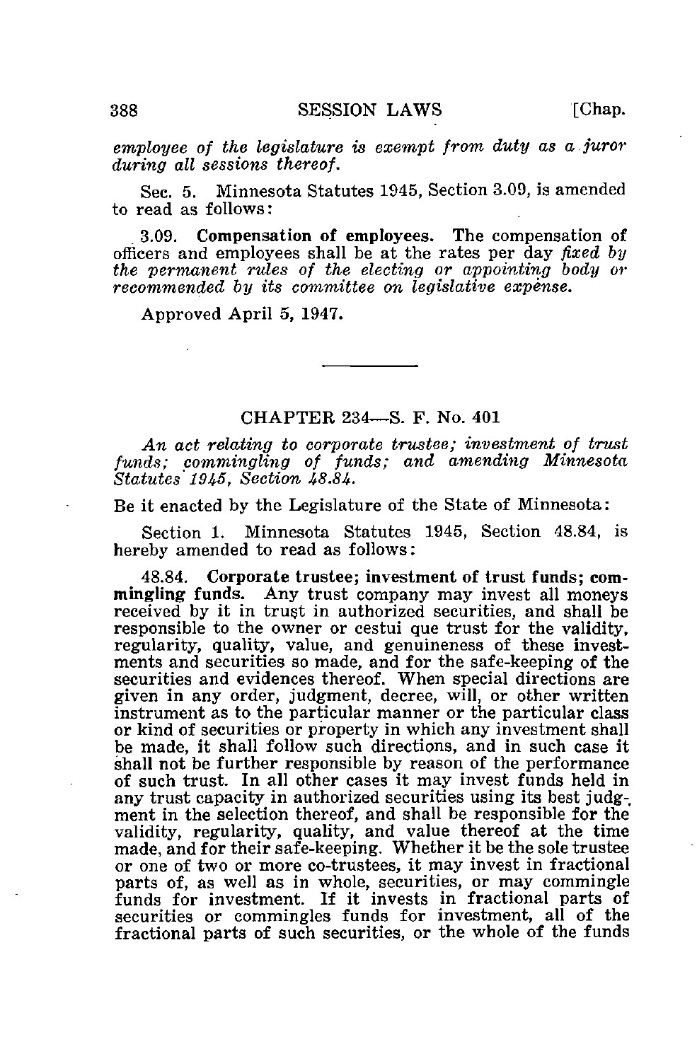*employee of the legislature is exempt from duty as a juror during all sessions thereof.*

Sec. 5. Minnesota Statutes 1945, Section 3.09, is amended to read as follows:

3.09. **Compensation of employees.** The compensation of officers and employees shall be at the rates per day *fixed by the permanent rules of the electing or appointing body or recommended by its committee on legislative expense.*

Approved April 5, 1947.

---

## CHAPTER 234—S. F. No. 401

*An act relating to corporate trustee; investment of trust funds; commingling of funds; and amending Minnesota Statutes 1945, Section 48.84.*

Be it enacted by the Legislature of the State of Minnesota:

Section 1. Minnesota Statutes 1945, Section 48.84, is hereby amended to read as follows:

48.84. **Corporate trustee; investment of trust funds; commingling funds.** Any trust company may invest all moneys received by it in trust in authorized securities, and shall be responsible to the owner or cestui que trust for the validity, regularity, quality, value, and genuineness of these investments and securities so made, and for the safe-keeping of the securities and evidences thereof. When special directions are given in any order, judgment, decree, will, or other written instrument as to the particular manner or the particular class or kind of securities or property in which any investment shall be made, it shall follow such directions, and in such case it shall not be further responsible by reason of the performance of such trust. In all other cases it may invest funds held in any trust capacity in authorized securities using its best judgment in the selection thereof, and shall be responsible for the validity, regularity, quality, and value thereof at the time made, and for their safe-keeping. Whether it be the sole trustee or one of two or more co-trustees, it may invest in fractional parts of, as well as in whole, securities, or may commingle funds for investment. If it invests in fractional parts of securities or commingles funds for investment, all of the fractional parts of such securities, or the whole of the funds